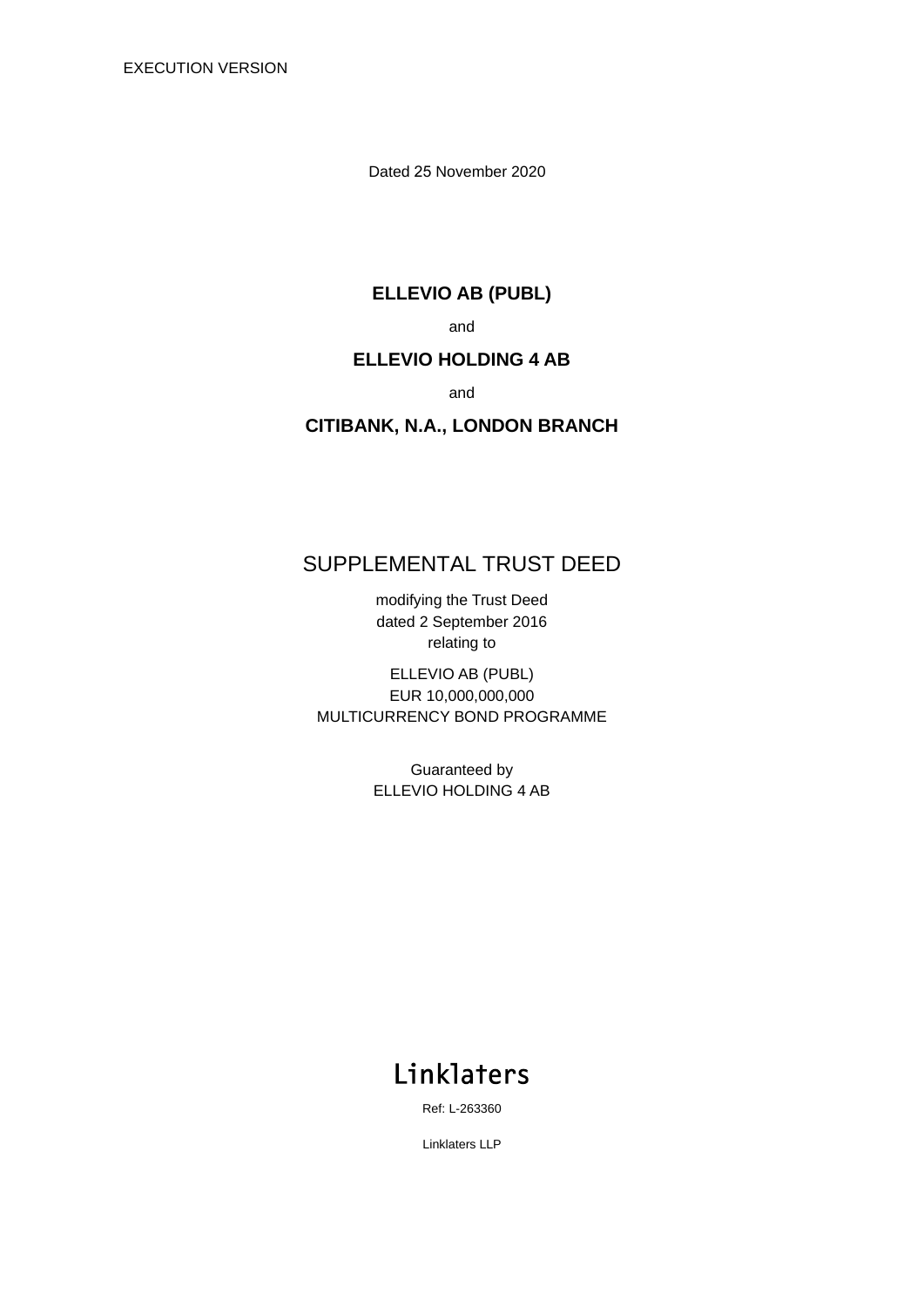EXECUTION VERSION

Dated 25 November 2020

**ELLEVIO AB (PUBL)**

and

**ELLEVIO HOLDING 4 AB**

and

**CITIBANK, N.A., LONDON BRANCH**

# SUPPLEMENTAL TRUST DEED

modifying the Trust Deed
dated 2 September 2016
relating to

ELLEVIO AB (PUBL)
EUR 10,000,000,000
MULTICURRENCY BOND PROGRAMME

Guaranteed by
ELLEVIO HOLDING 4 AB

Linklaters

Ref: L-263360

Linklaters LLP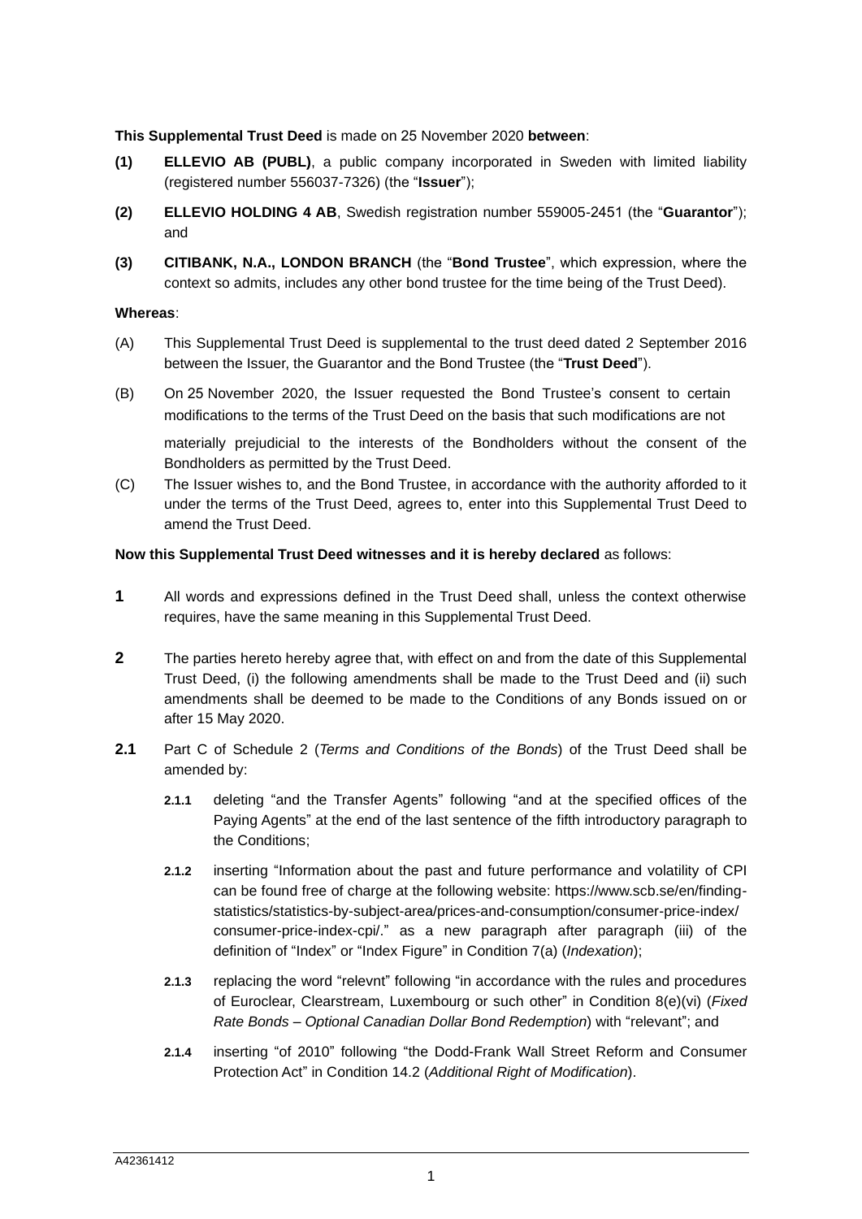**This Supplemental Trust Deed** is made on 25 November 2020 **between**:

**(1)** **ELLEVIO AB (PUBL)**, a public company incorporated in Sweden with limited liability (registered number 556037-7326) (the "**Issuer**");

**(2)** **ELLEVIO HOLDING 4 AB**, Swedish registration number 559005-2451 (the "**Guarantor**"); and

**(3)** **CITIBANK, N.A., LONDON BRANCH** (the "**Bond Trustee**", which expression, where the context so admits, includes any other bond trustee for the time being of the Trust Deed).

**Whereas**:

(A) This Supplemental Trust Deed is supplemental to the trust deed dated 2 September 2016 between the Issuer, the Guarantor and the Bond Trustee (the "**Trust Deed**").

(B) On 25 November 2020, the Issuer requested the Bond Trustee's consent to certain modifications to the terms of the Trust Deed on the basis that such modifications are not materially prejudicial to the interests of the Bondholders without the consent of the Bondholders as permitted by the Trust Deed.

(C) The Issuer wishes to, and the Bond Trustee, in accordance with the authority afforded to it under the terms of the Trust Deed, agrees to, enter into this Supplemental Trust Deed to amend the Trust Deed.

**Now this Supplemental Trust Deed witnesses and it is hereby declared** as follows:

**1** All words and expressions defined in the Trust Deed shall, unless the context otherwise requires, have the same meaning in this Supplemental Trust Deed.

**2** The parties hereto hereby agree that, with effect on and from the date of this Supplemental Trust Deed, (i) the following amendments shall be made to the Trust Deed and (ii) such amendments shall be deemed to be made to the Conditions of any Bonds issued on or after 15 May 2020.

**2.1** Part C of Schedule 2 (*Terms and Conditions of the Bonds*) of the Trust Deed shall be amended by:

**2.1.1** deleting "and the Transfer Agents" following "and at the specified offices of the Paying Agents" at the end of the last sentence of the fifth introductory paragraph to the Conditions;

**2.1.2** inserting "Information about the past and future performance and volatility of CPI can be found free of charge at the following website: https://www.scb.se/en/finding-statistics/statistics-by-subject-area/prices-and-consumption/consumer-price-index/consumer-price-index-cpi/." as a new paragraph after paragraph (iii) of the definition of "Index" or "Index Figure" in Condition 7(a) (*Indexation*);

**2.1.3** replacing the word "relevnt" following "in accordance with the rules and procedures of Euroclear, Clearstream, Luxembourg or such other" in Condition 8(e)(vi) (*Fixed Rate Bonds – Optional Canadian Dollar Bond Redemption*) with "relevant"; and

**2.1.4** inserting "of 2010" following "the Dodd-Frank Wall Street Reform and Consumer Protection Act" in Condition 14.2 (*Additional Right of Modification*).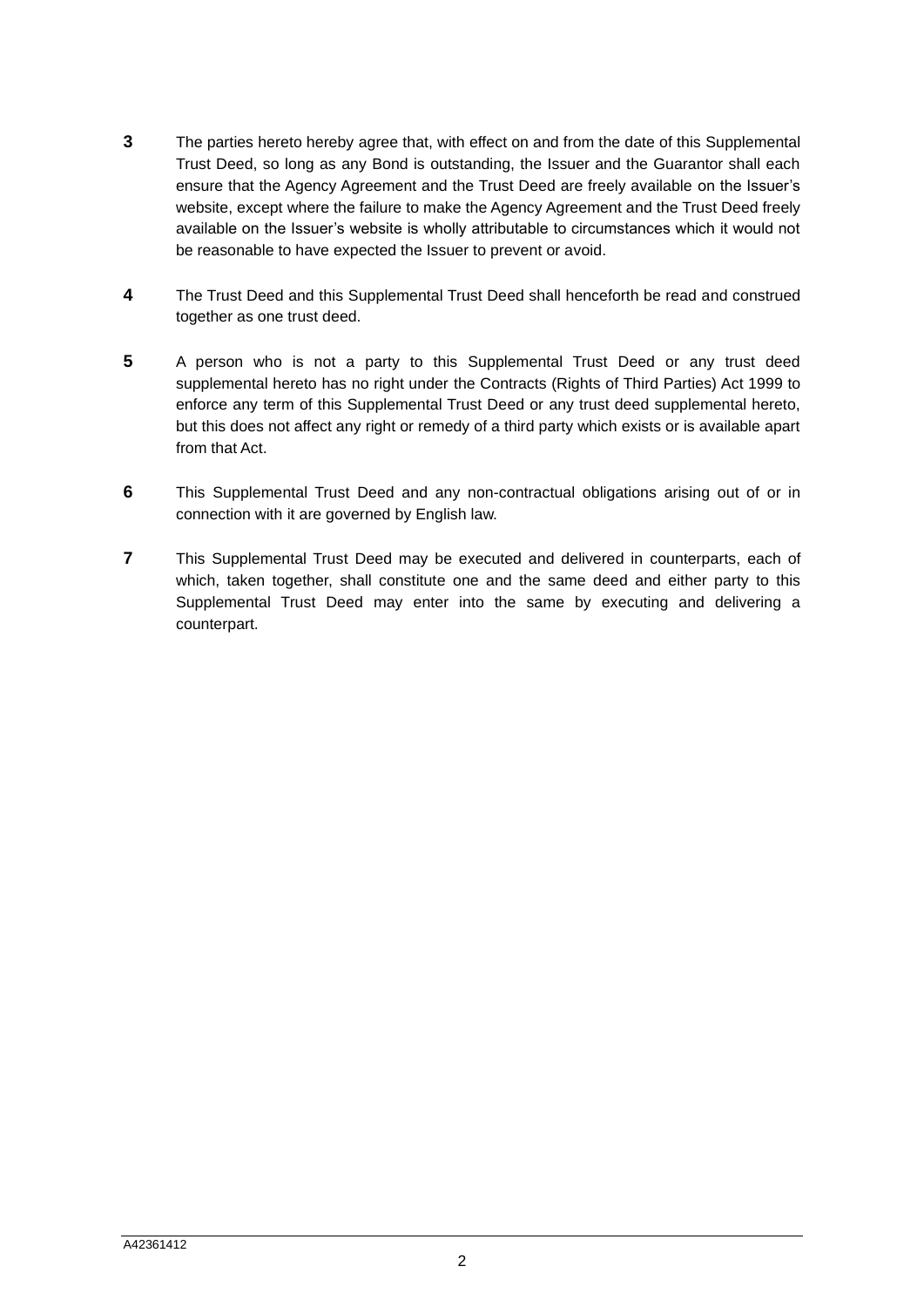**3** The parties hereto hereby agree that, with effect on and from the date of this Supplemental Trust Deed, so long as any Bond is outstanding, the Issuer and the Guarantor shall each ensure that the Agency Agreement and the Trust Deed are freely available on the Issuer's website, except where the failure to make the Agency Agreement and the Trust Deed freely available on the Issuer's website is wholly attributable to circumstances which it would not be reasonable to have expected the Issuer to prevent or avoid.

**4** The Trust Deed and this Supplemental Trust Deed shall henceforth be read and construed together as one trust deed.

**5** A person who is not a party to this Supplemental Trust Deed or any trust deed supplemental hereto has no right under the Contracts (Rights of Third Parties) Act 1999 to enforce any term of this Supplemental Trust Deed or any trust deed supplemental hereto, but this does not affect any right or remedy of a third party which exists or is available apart from that Act.

**6** This Supplemental Trust Deed and any non-contractual obligations arising out of or in connection with it are governed by English law.

**7** This Supplemental Trust Deed may be executed and delivered in counterparts, each of which, taken together, shall constitute one and the same deed and either party to this Supplemental Trust Deed may enter into the same by executing and delivering a counterpart.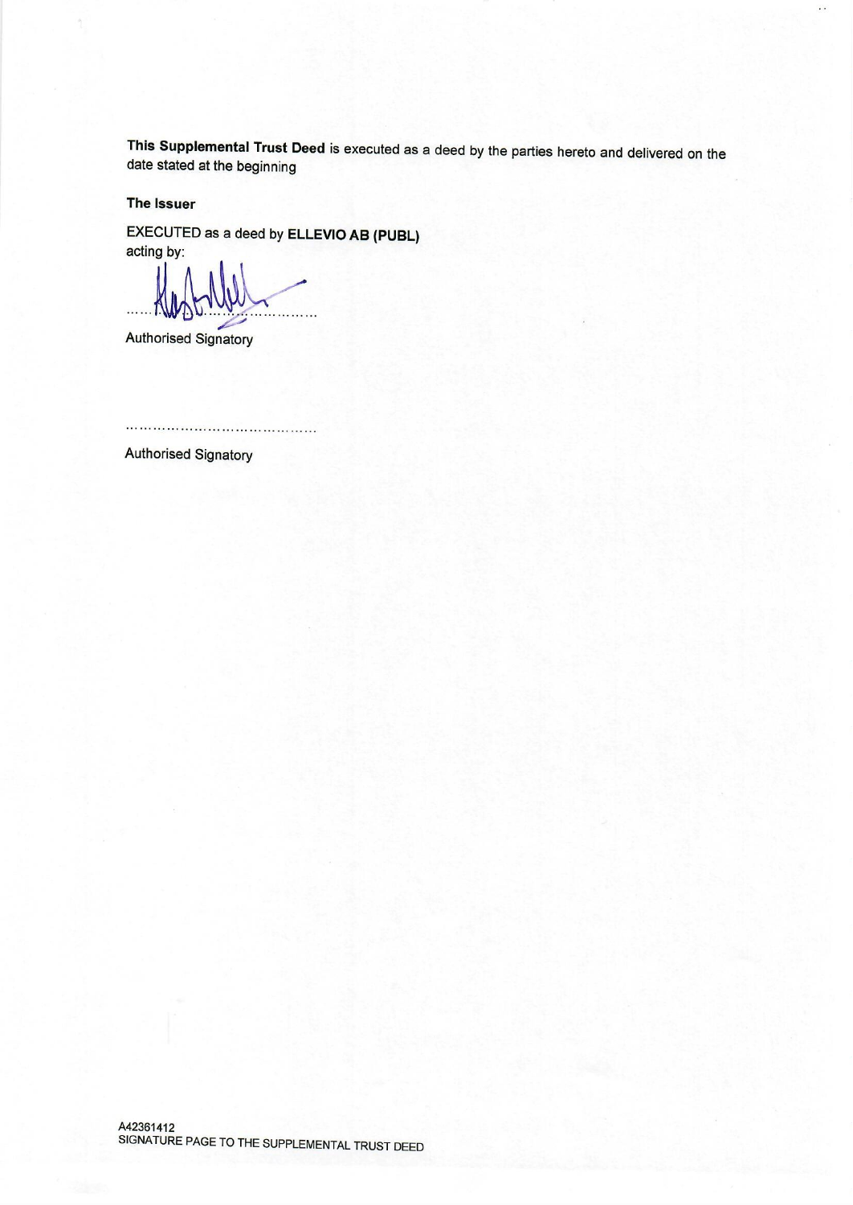**This Supplemental Trust Deed** is executed as a deed by the parties hereto and delivered on the date stated at the beginning

**The Issuer**

EXECUTED as a deed by **ELLEVIO AB (PUBL)**
acting by:

……………………………………

Authorised Signatory

……………………………………

Authorised Signatory

A42361412
SIGNATURE PAGE TO THE SUPPLEMENTAL TRUST DEED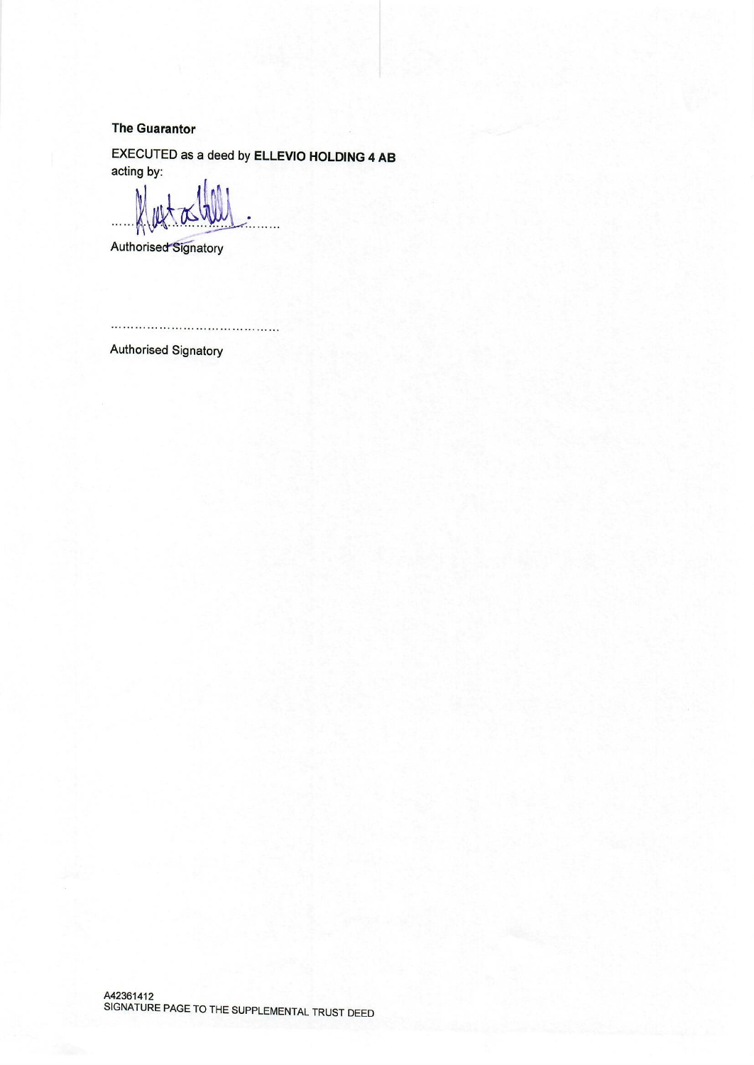**The Guarantor**

EXECUTED as a deed by **ELLEVIO HOLDING 4 AB**
acting by:

.......................................
Authorised Signatory

.......................................
Authorised Signatory

A42361412
SIGNATURE PAGE TO THE SUPPLEMENTAL TRUST DEED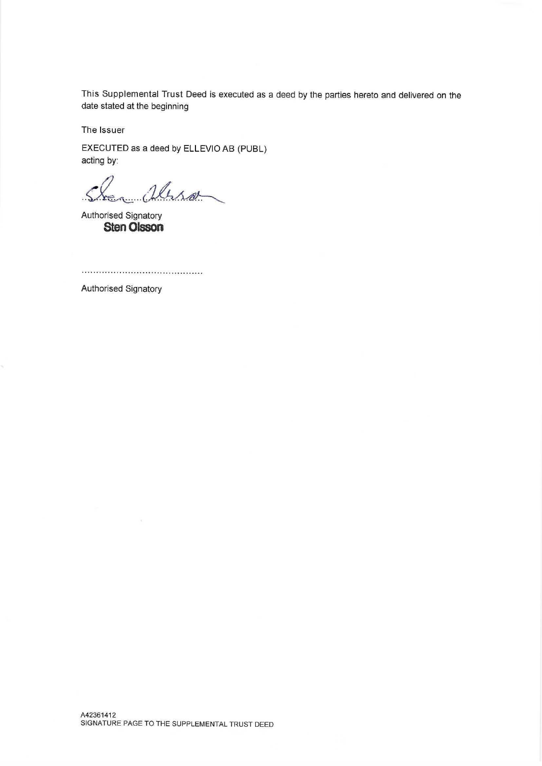This Supplemental Trust Deed is executed as a deed by the parties hereto and delivered on the date stated at the beginning

The Issuer

EXECUTED as a deed by ELLEVIO AB (PUBL)
acting by:

.......................................

Authorised Signatory
**Sten Olsson**

.......................................

Authorised Signatory

A42361412
SIGNATURE PAGE TO THE SUPPLEMENTAL TRUST DEED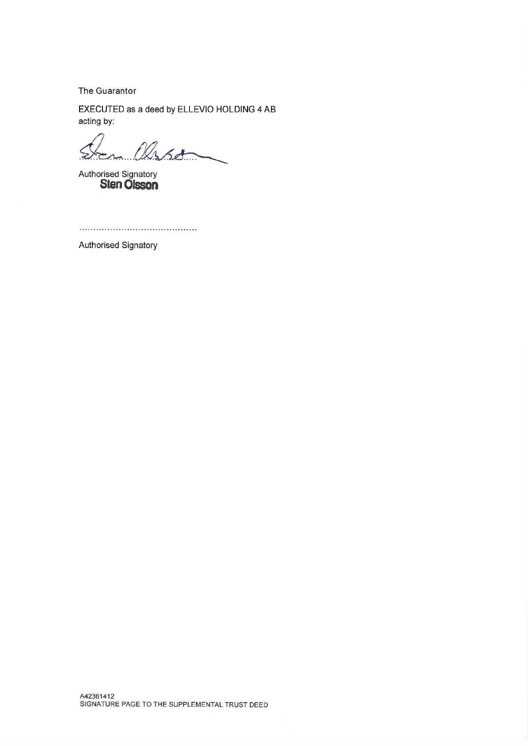The Guarantor

EXECUTED as a deed by ELLEVIO HOLDING 4 AB
acting by:

........................................

Authorised Signatory
**Sten Olsson**

........................................

Authorised Signatory

A42361412
SIGNATURE PAGE TO THE SUPPLEMENTAL TRUST DEED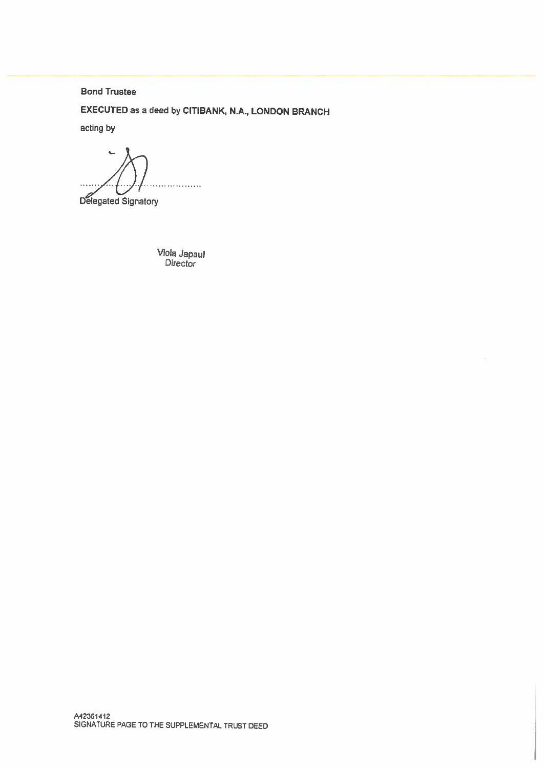**Bond Trustee**

**EXECUTED** as a deed by **CITIBANK, N.A., LONDON BRANCH**

acting by

....................................................

Delegated Signatory

Viola Japaul
Director

A42361412
SIGNATURE PAGE TO THE SUPPLEMENTAL TRUST DEED